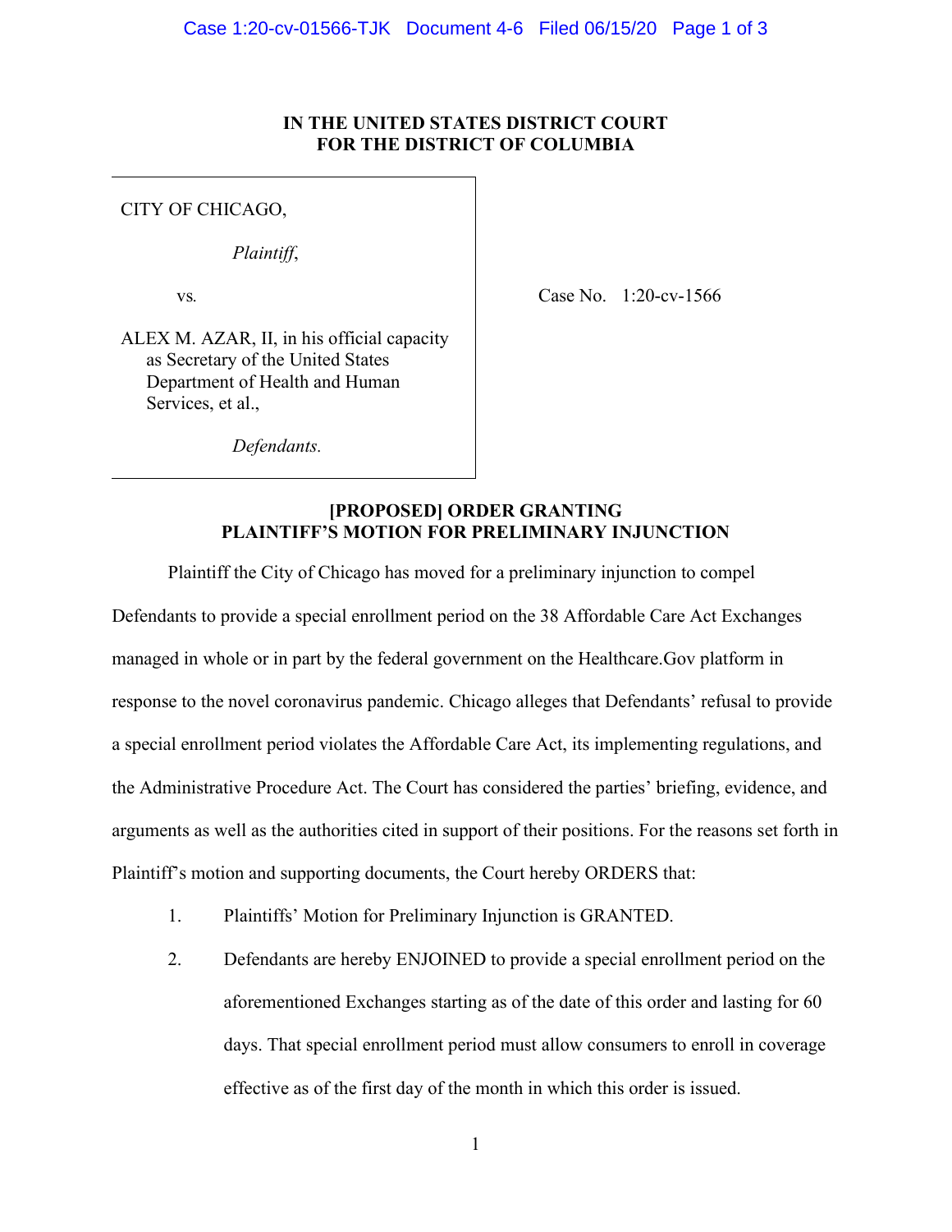**IN THE UNITED STATES DISTRICT COURT**
**FOR THE DISTRICT OF COLUMBIA**

CITY OF CHICAGO,

*Plaintiff*,

vs.

ALEX M. AZAR, II, in his official capacity as Secretary of the United States Department of Health and Human Services, et al.,

*Defendants.*

Case No. 1:20-cv-1566

**[PROPOSED] ORDER GRANTING PLAINTIFF'S MOTION FOR PRELIMINARY INJUNCTION**

Plaintiff the City of Chicago has moved for a preliminary injunction to compel Defendants to provide a special enrollment period on the 38 Affordable Care Act Exchanges managed in whole or in part by the federal government on the Healthcare.Gov platform in response to the novel coronavirus pandemic. Chicago alleges that Defendants' refusal to provide a special enrollment period violates the Affordable Care Act, its implementing regulations, and the Administrative Procedure Act. The Court has considered the parties' briefing, evidence, and arguments as well as the authorities cited in support of their positions. For the reasons set forth in Plaintiff's motion and supporting documents, the Court hereby ORDERS that:

1. Plaintiffs' Motion for Preliminary Injunction is GRANTED.

2. Defendants are hereby ENJOINED to provide a special enrollment period on the aforementioned Exchanges starting as of the date of this order and lasting for 60 days. That special enrollment period must allow consumers to enroll in coverage effective as of the first day of the month in which this order is issued.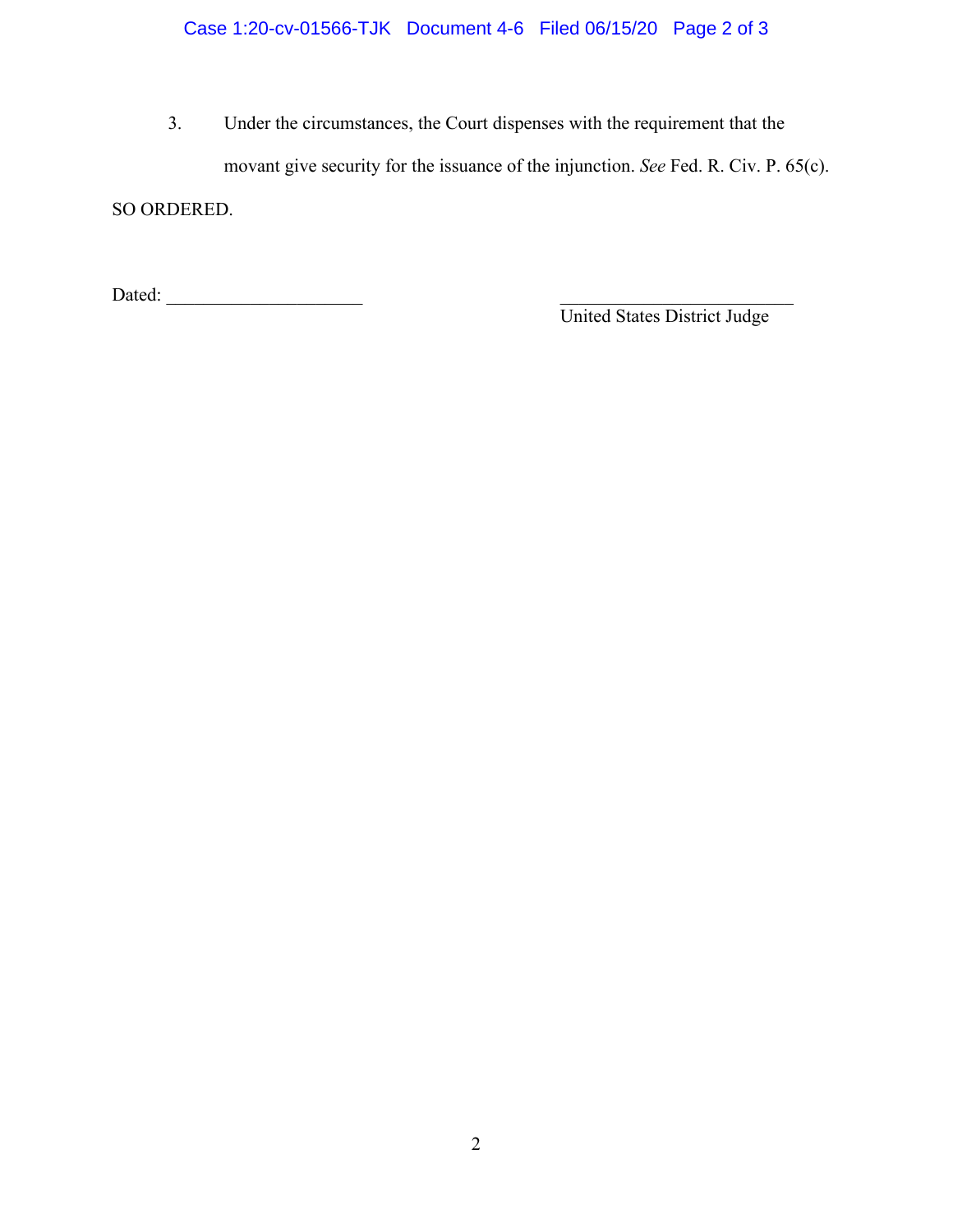3. Under the circumstances, the Court dispenses with the requirement that the movant give security for the issuance of the injunction. *See* Fed. R. Civ. P. 65(c).

SO ORDERED.

Dated: ____________________

_________________________
United States District Judge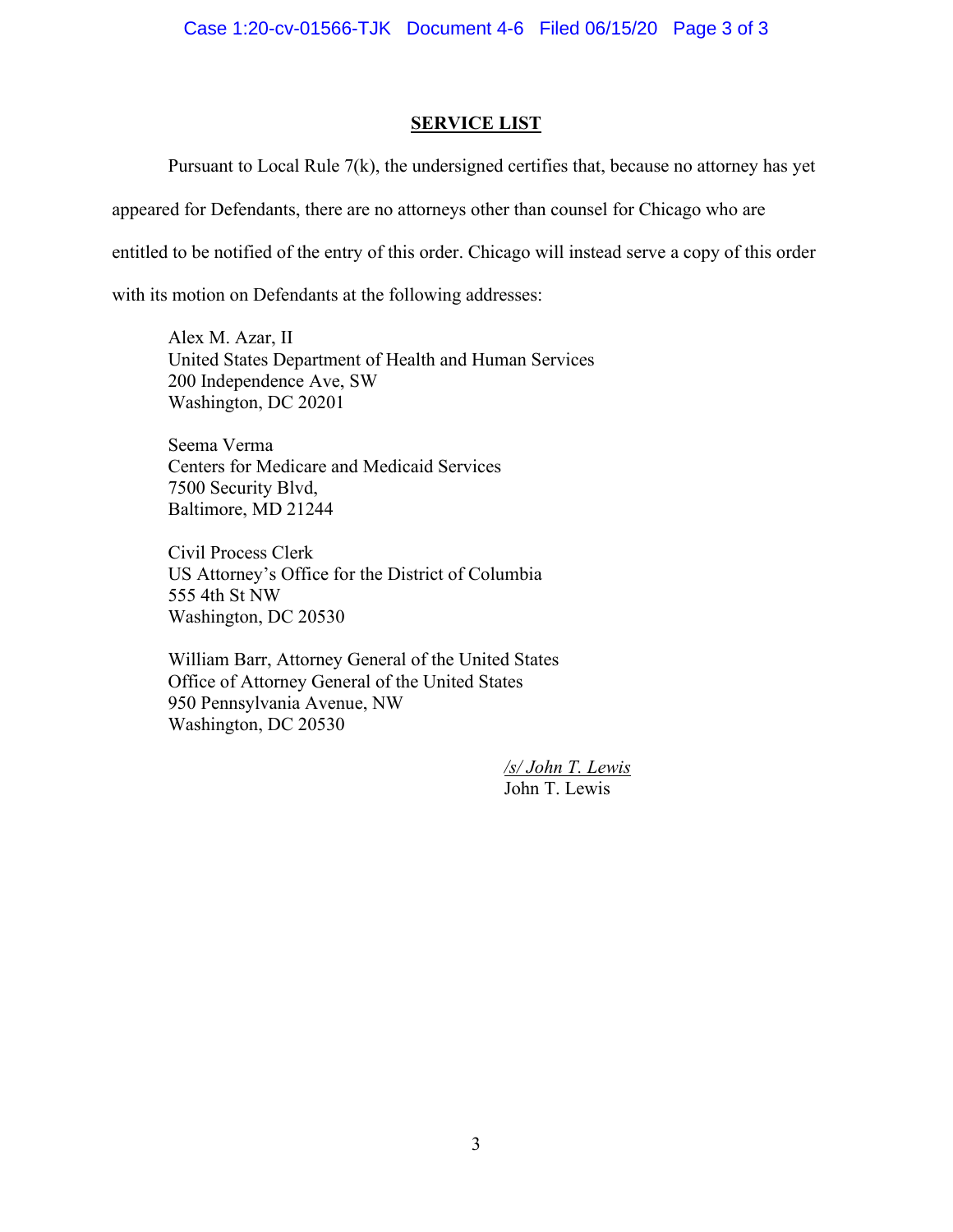## SERVICE LIST

Pursuant to Local Rule 7(k), the undersigned certifies that, because no attorney has yet appeared for Defendants, there are no attorneys other than counsel for Chicago who are entitled to be notified of the entry of this order. Chicago will instead serve a copy of this order with its motion on Defendants at the following addresses:

Alex M. Azar, II
United States Department of Health and Human Services
200 Independence Ave, SW
Washington, DC 20201

Seema Verma
Centers for Medicare and Medicaid Services
7500 Security Blvd,
Baltimore, MD 21244

Civil Process Clerk
US Attorney's Office for the District of Columbia
555 4th St NW
Washington, DC 20530

William Barr, Attorney General of the United States
Office of Attorney General of the United States
950 Pennsylvania Avenue, NW
Washington, DC 20530

*/s/ John T. Lewis*
John T. Lewis